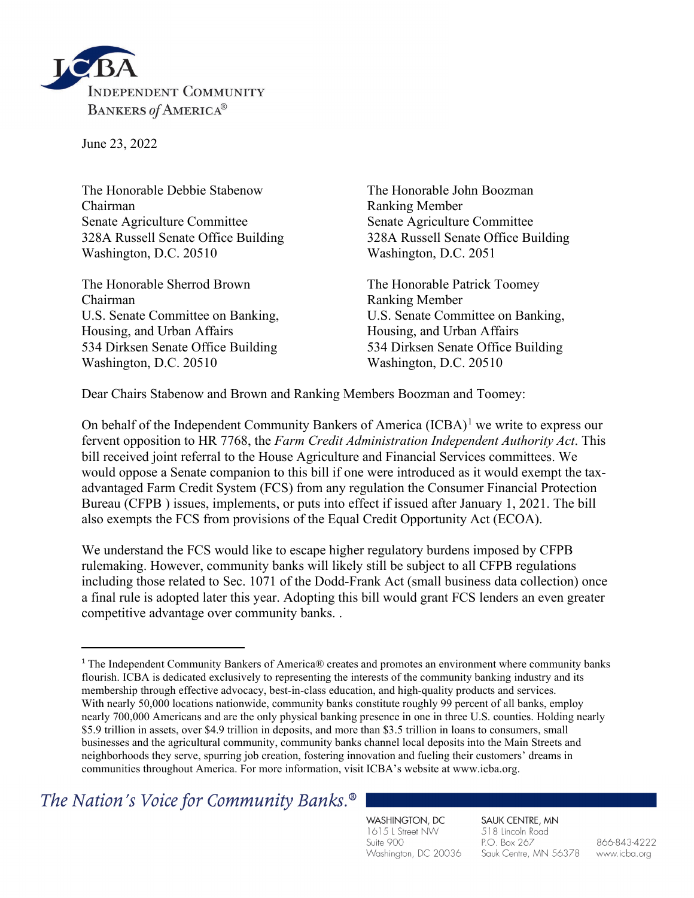INDEPENDENT COMMUNITY BANKERS *of* AMERICA®

June 23, 2022

The Honorable Debbie Stabenow
Chairman
Senate Agriculture Committee
328A Russell Senate Office Building
Washington, D.C. 20510

The Honorable John Boozman
Ranking Member
Senate Agriculture Committee
328A Russell Senate Office Building
Washington, D.C. 2051

The Honorable Sherrod Brown
Chairman
U.S. Senate Committee on Banking, Housing, and Urban Affairs
534 Dirksen Senate Office Building
Washington, D.C. 20510

The Honorable Patrick Toomey
Ranking Member
U.S. Senate Committee on Banking, Housing, and Urban Affairs
534 Dirksen Senate Office Building
Washington, D.C. 20510

Dear Chairs Stabenow and Brown and Ranking Members Boozman and Toomey:

On behalf of the Independent Community Bankers of America (ICBA)[1] we write to express our fervent opposition to HR 7768, the *Farm Credit Administration Independent Authority Act*. This bill received joint referral to the House Agriculture and Financial Services committees. We would oppose a Senate companion to this bill if one were introduced as it would exempt the tax-advantaged Farm Credit System (FCS) from any regulation the Consumer Financial Protection Bureau (CFPB ) issues, implements, or puts into effect if issued after January 1, 2021. The bill also exempts the FCS from provisions of the Equal Credit Opportunity Act (ECOA).

We understand the FCS would like to escape higher regulatory burdens imposed by CFPB rulemaking. However, community banks will likely still be subject to all CFPB regulations including those related to Sec. 1071 of the Dodd-Frank Act (small business data collection) once a final rule is adopted later this year. Adopting this bill would grant FCS lenders an even greater competitive advantage over community banks. .

[1] The Independent Community Bankers of America® creates and promotes an environment where community banks flourish. ICBA is dedicated exclusively to representing the interests of the community banking industry and its membership through effective advocacy, best-in-class education, and high-quality products and services. With nearly 50,000 locations nationwide, community banks constitute roughly 99 percent of all banks, employ nearly 700,000 Americans and are the only physical banking presence in one in three U.S. counties. Holding nearly \$5.9 trillion in assets, over \$4.9 trillion in deposits, and more than \$3.5 trillion in loans to consumers, small businesses and the agricultural community, community banks channel local deposits into the Main Streets and neighborhoods they serve, spurring job creation, fostering innovation and fueling their customers' dreams in communities throughout America. For more information, visit ICBA's website at www.icba.org.

*The Nation's Voice for Community Banks.®*

WASHINGTON, DC
1615 L Street NW
Suite 900
Washington, DC 20036

SAUK CENTRE, MN
518 Lincoln Road
P.O. Box 267
Sauk Centre, MN 56378

866-843-4222
www.icba.org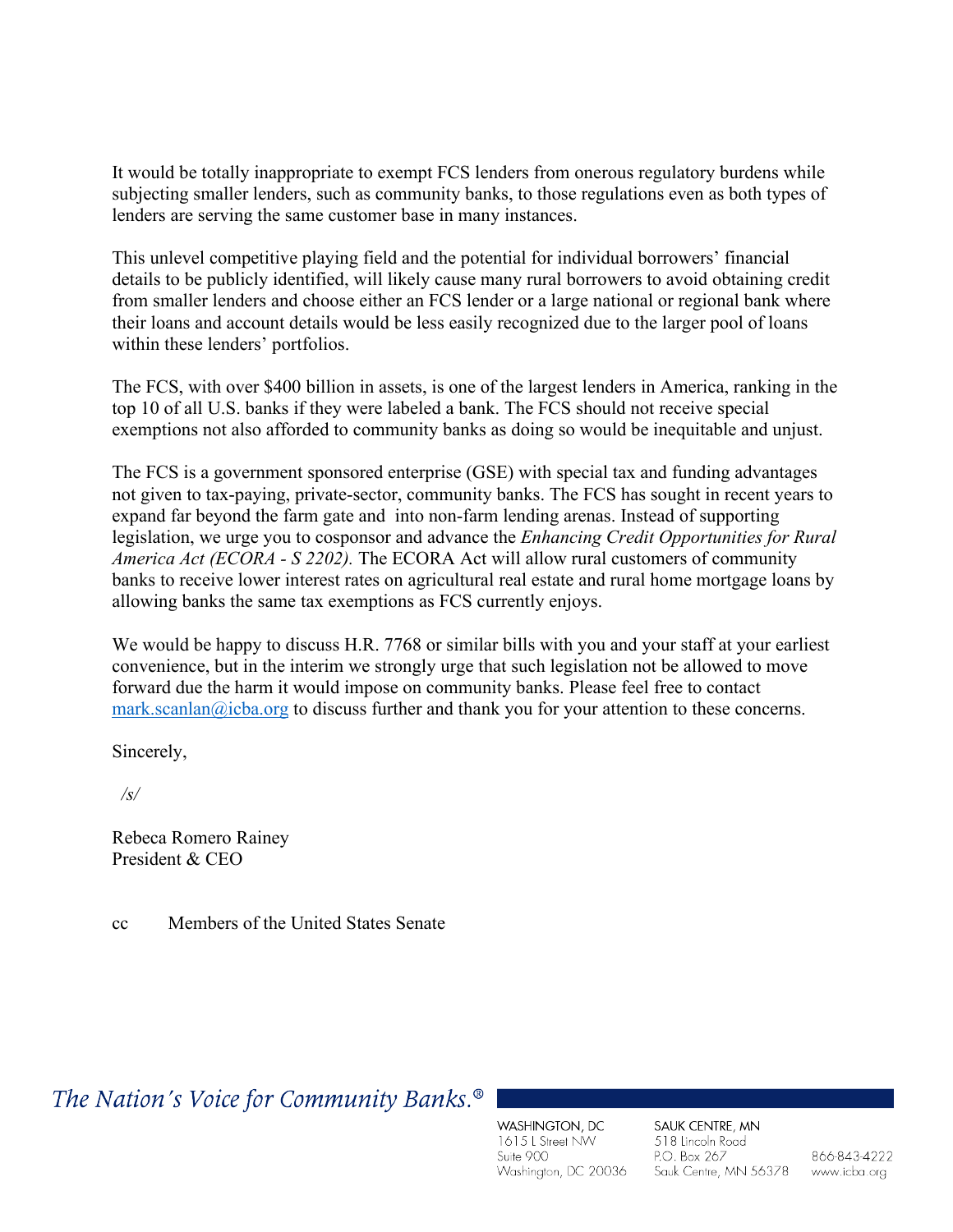It would be totally inappropriate to exempt FCS lenders from onerous regulatory burdens while subjecting smaller lenders, such as community banks, to those regulations even as both types of lenders are serving the same customer base in many instances.

This unlevel competitive playing field and the potential for individual borrowers' financial details to be publicly identified, will likely cause many rural borrowers to avoid obtaining credit from smaller lenders and choose either an FCS lender or a large national or regional bank where their loans and account details would be less easily recognized due to the larger pool of loans within these lenders' portfolios.

The FCS, with over $400 billion in assets, is one of the largest lenders in America, ranking in the top 10 of all U.S. banks if they were labeled a bank. The FCS should not receive special exemptions not also afforded to community banks as doing so would be inequitable and unjust.

The FCS is a government sponsored enterprise (GSE) with special tax and funding advantages not given to tax-paying, private-sector, community banks. The FCS has sought in recent years to expand far beyond the farm gate and into non-farm lending arenas. Instead of supporting legislation, we urge you to cosponsor and advance the *Enhancing Credit Opportunities for Rural America Act (ECORA - S 2202).* The ECORA Act will allow rural customers of community banks to receive lower interest rates on agricultural real estate and rural home mortgage loans by allowing banks the same tax exemptions as FCS currently enjoys.

We would be happy to discuss H.R. 7768 or similar bills with you and your staff at your earliest convenience, but in the interim we strongly urge that such legislation not be allowed to move forward due the harm it would impose on community banks. Please feel free to contact mark.scanlan@icba.org to discuss further and thank you for your attention to these concerns.

Sincerely,

*/s/*

Rebeca Romero Rainey
President & CEO

cc Members of the United States Senate

*The Nation's Voice for Community Banks.®*

WASHINGTON, DC
1615 L Street NW
Suite 900
Washington, DC 20036

SAUK CENTRE, MN
518 Lincoln Road
P.O. Box 267
Sauk Centre, MN 56378

866-843-4222
www.icba.org